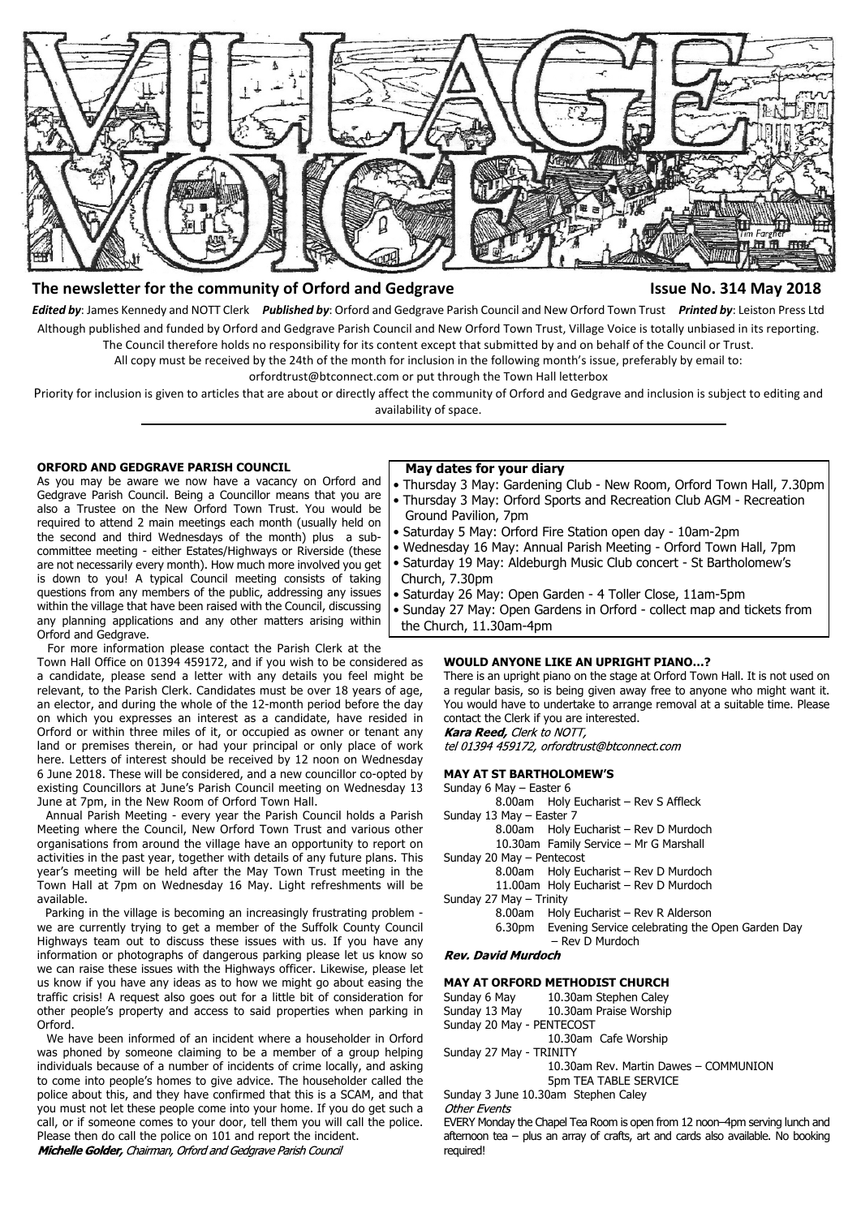# VILLAGE VOICE

**The newsletter for the community of Orford and Gedgrave** **Issue No. 314 May 2018**

***Edited by***: James Kennedy and NOTT Clerk ***Published by***: Orford and Gedgrave Parish Council and New Orford Town Trust ***Printed by***: Leiston Press Ltd

Although published and funded by Orford and Gedgrave Parish Council and New Orford Town Trust, Village Voice is totally unbiased in its reporting. The Council therefore holds no responsibility for its content except that submitted by and on behalf of the Council or Trust.

All copy must be received by the 24th of the month for inclusion in the following month's issue, preferably by email to: orfordtrust@btconnect.com or put through the Town Hall letterbox

Priority for inclusion is given to articles that are about or directly affect the community of Orford and Gedgrave and inclusion is subject to editing and availability of space.

## ORFORD AND GEDGRAVE PARISH COUNCIL

As you may be aware we now have a vacancy on Orford and Gedgrave Parish Council. Being a Councillor means that you are also a Trustee on the New Orford Town Trust. You would be required to attend 2 main meetings each month (usually held on the second and third Wednesdays of the month) plus a sub-committee meeting - either Estates/Highways or Riverside (these are not necessarily every month). How much more involved you get is down to you! A typical Council meeting consists of taking questions from any members of the public, addressing any issues within the village that have been raised with the Council, discussing any planning applications and any other matters arising within Orford and Gedgrave.

For more information please contact the Parish Clerk at the Town Hall Office on 01394 459172, and if you wish to be considered as a candidate, please send a letter with any details you feel might be relevant, to the Parish Clerk. Candidates must be over 18 years of age, an elector, and during the whole of the 12-month period before the day on which you expresses an interest as a candidate, have resided in Orford or within three miles of it, or occupied as owner or tenant any land or premises therein, or had your principal or only place of work here. Letters of interest should be received by 12 noon on Wednesday 6 June 2018. These will be considered, and a new councillor co-opted by existing Councillors at June's Parish Council meeting on Wednesday 13 June at 7pm, in the New Room of Orford Town Hall.

Annual Parish Meeting - every year the Parish Council holds a Parish Meeting where the Council, New Orford Town Trust and various other organisations from around the village have an opportunity to report on activities in the past year, together with details of any future plans. This year's meeting will be held after the May Town Trust meeting in the Town Hall at 7pm on Wednesday 16 May. Light refreshments will be available.

Parking in the village is becoming an increasingly frustrating problem - we are currently trying to get a member of the Suffolk County Council Highways team out to discuss these issues with us. If you have any information or photographs of dangerous parking please let us know so we can raise these issues with the Highways officer. Likewise, please let us know if you have any ideas as to how we might go about easing the traffic crisis! A request also goes out for a little bit of consideration for other people's property and access to said properties when parking in Orford.

We have been informed of an incident where a householder in Orford was phoned by someone claiming to be a member of a group helping individuals because of a number of incidents of crime locally, and asking to come into people's homes to give advice. The householder called the police about this, and they have confirmed that this is a SCAM, and that you must not let these people come into your home. If you do get such a call, or if someone comes to your door, tell them you will call the police. Please then do call the police on 101 and report the incident.

***Michelle Golder,*** *Chairman, Orford and Gedgrave Parish Council*

## May dates for your diary

- Thursday 3 May: Gardening Club - New Room, Orford Town Hall, 7.30pm
- Thursday 3 May: Orford Sports and Recreation Club AGM - Recreation Ground Pavilion, 7pm
- Saturday 5 May: Orford Fire Station open day - 10am-2pm
- Wednesday 16 May: Annual Parish Meeting - Orford Town Hall, 7pm
- Saturday 19 May: Aldeburgh Music Club concert - St Bartholomew's Church, 7.30pm
- Saturday 26 May: Open Garden - 4 Toller Close, 11am-5pm
- Sunday 27 May: Open Gardens in Orford - collect map and tickets from the Church, 11.30am-4pm

## WOULD ANYONE LIKE AN UPRIGHT PIANO...?

There is an upright piano on the stage at Orford Town Hall. It is not used on a regular basis, so is being given away free to anyone who might want it. You would have to undertake to arrange removal at a suitable time. Please contact the Clerk if you are interested.

***Kara Reed,*** *Clerk to NOTT,*
*tel 01394 459172, orfordtrust@btconnect.com*

## MAY AT ST BARTHOLOMEW'S

Sunday 6 May – Easter 6
- 8.00am Holy Eucharist – Rev S Affleck

Sunday 13 May – Easter 7
- 8.00am Holy Eucharist – Rev D Murdoch
- 10.30am Family Service – Mr G Marshall

Sunday 20 May – Pentecost
- 8.00am Holy Eucharist – Rev D Murdoch
- 11.00am Holy Eucharist – Rev D Murdoch

Sunday 27 May – Trinity
- 8.00am Holy Eucharist – Rev R Alderson
- 6.30pm Evening Service celebrating the Open Garden Day – Rev D Murdoch

***Rev. David Murdoch***

## MAY AT ORFORD METHODIST CHURCH

Sunday 6 May 10.30am Stephen Caley
Sunday 13 May 10.30am Praise Worship
Sunday 20 May - PENTECOST
10.30am Cafe Worship
Sunday 27 May - TRINITY
10.30am Rev. Martin Dawes – COMMUNION
5pm TEA TABLE SERVICE
Sunday 3 June 10.30am Stephen Caley

*Other Events*

EVERY Monday the Chapel Tea Room is open from 12 noon–4pm serving lunch and afternoon tea – plus an array of crafts, art and cards also available. No booking required!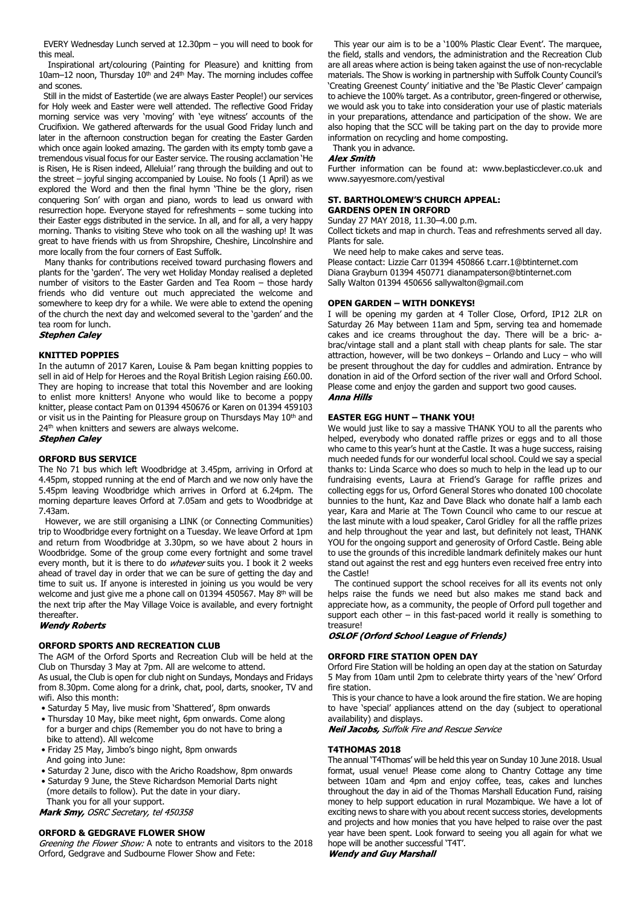EVERY Wednesday Lunch served at 12.30pm – you will need to book for this meal.

Inspirational art/colouring (Painting for Pleasure) and knitting from 10am–12 noon, Thursday 10th and 24th May. The morning includes coffee and scones.

Still in the midst of Eastertide (we are always Easter People!) our services for Holy week and Easter were well attended. The reflective Good Friday morning service was very 'moving' with 'eye witness' accounts of the Crucifixion. We gathered afterwards for the usual Good Friday lunch and later in the afternoon construction began for creating the Easter Garden which once again looked amazing. The garden with its empty tomb gave a tremendous visual focus for our Easter service. The rousing acclamation 'He is Risen, He is Risen indeed, Alleluia!' rang through the building and out to the street – joyful singing accompanied by Louise. No fools (1 April) as we explored the Word and then the final hymn 'Thine be the glory, risen conquering Son' with organ and piano, words to lead us onward with resurrection hope. Everyone stayed for refreshments – some tucking into their Easter eggs distributed in the service. In all, and for all, a very happy morning. Thanks to visiting Steve who took on all the washing up! It was great to have friends with us from Shropshire, Cheshire, Lincolnshire and more locally from the four corners of East Suffolk.

Many thanks for contributions received toward purchasing flowers and plants for the 'garden'. The very wet Holiday Monday realised a depleted number of visitors to the Easter Garden and Tea Room – those hardy friends who did venture out much appreciated the welcome and somewhere to keep dry for a while. We were able to extend the opening of the church the next day and welcomed several to the 'garden' and the tea room for lunch.

***Stephen Caley***

### KNITTED POPPIES

In the autumn of 2017 Karen, Louise & Pam began knitting poppies to sell in aid of Help for Heroes and the Royal British Legion raising £60.00. They are hoping to increase that total this November and are looking to enlist more knitters! Anyone who would like to become a poppy knitter, please contact Pam on 01394 450676 or Karen on 01394 459103 or visit us in the Painting for Pleasure group on Thursdays May 10th and 24th when knitters and sewers are always welcome.

***Stephen Caley***

### ORFORD BUS SERVICE

The No 71 bus which left Woodbridge at 3.45pm, arriving in Orford at 4.45pm, stopped running at the end of March and we now only have the 5.45pm leaving Woodbridge which arrives in Orford at 6.24pm. The morning departure leaves Orford at 7.05am and gets to Woodbridge at 7.43am.

However, we are still organising a LINK (or Connecting Communities) trip to Woodbridge every fortnight on a Tuesday. We leave Orford at 1pm and return from Woodbridge at 3.30pm, so we have about 2 hours in Woodbridge. Some of the group come every fortnight and some travel every month, but it is there to do *whatever* suits you. I book it 2 weeks ahead of travel day in order that we can be sure of getting the day and time to suit us. If anyone is interested in joining us you would be very welcome and just give me a phone call on 01394 450567. May 8th will be the next trip after the May Village Voice is available, and every fortnight thereafter.

***Wendy Roberts***

### ORFORD SPORTS AND RECREATION CLUB

The AGM of the Orford Sports and Recreation Club will be held at the Club on Thursday 3 May at 7pm. All are welcome to attend.

As usual, the Club is open for club night on Sundays, Mondays and Fridays from 8.30pm. Come along for a drink, chat, pool, darts, snooker, TV and wifi. Also this month:

- Saturday 5 May, live music from 'Shattered', 8pm onwards
- Thursday 10 May, bike meet night, 6pm onwards. Come along for a burger and chips (Remember you do not have to bring a bike to attend). All welcome
- Friday 25 May, Jimbo's bingo night, 8pm onwards

And going into June:

- Saturday 2 June, disco with the Aricho Roadshow, 8pm onwards
- Saturday 9 June, the Steve Richardson Memorial Darts night (more details to follow). Put the date in your diary.

Thank you for all your support.

***Mark Smy,*** *OSRC Secretary, tel 450358*

### ORFORD & GEDGRAVE FLOWER SHOW

*Greening the Flower Show:* A note to entrants and visitors to the 2018 Orford, Gedgrave and Sudbourne Flower Show and Fete:

This year our aim is to be a '100% Plastic Clear Event'. The marquee, the field, stalls and vendors, the administration and the Recreation Club are all areas where action is being taken against the use of non-recyclable materials. The Show is working in partnership with Suffolk County Council's 'Creating Greenest County' initiative and the 'Be Plastic Clever' campaign to achieve the 100% target. As a contributor, green-fingered or otherwise, we would ask you to take into consideration your use of plastic materials in your preparations, attendance and participation of the show. We are also hoping that the SCC will be taking part on the day to provide more information on recycling and home composting.

Thank you in advance.

***Alex Smith***

Further information can be found at: www.beplasticclever.co.uk and www.sayyesmore.com/yestival

### ST. BARTHOLOMEW'S CHURCH APPEAL: GARDENS OPEN IN ORFORD

Sunday 27 MAY 2018, 11.30–4.00 p.m.

Collect tickets and map in church. Teas and refreshments served all day. Plants for sale.

We need help to make cakes and serve teas.

Please contact: Lizzie Carr 01394 450866 t.carr.1@btinternet.com
Diana Grayburn 01394 450771 dianampaterson@btinternet.com
Sally Walton 01394 450656 sallywalton@gmail.com

### OPEN GARDEN – WITH DONKEYS!

I will be opening my garden at 4 Toller Close, Orford, IP12 2LR on Saturday 26 May between 11am and 5pm, serving tea and homemade cakes and ice creams throughout the day. There will be a bric- a-brac/vintage stall and a plant stall with cheap plants for sale. The star attraction, however, will be two donkeys – Orlando and Lucy – who will be present throughout the day for cuddles and admiration. Entrance by donation in aid of the Orford section of the river wall and Orford School. Please come and enjoy the garden and support two good causes.

***Anna Hills***

### EASTER EGG HUNT – THANK YOU!

We would just like to say a massive THANK YOU to all the parents who helped, everybody who donated raffle prizes or eggs and to all those who came to this year's hunt at the Castle. It was a huge success, raising much needed funds for our wonderful local school. Could we say a special thanks to: Linda Scarce who does so much to help in the lead up to our fundraising events, Laura at Friend's Garage for raffle prizes and collecting eggs for us, Orford General Stores who donated 100 chocolate bunnies to the hunt, Kaz and Dave Black who donate half a lamb each year, Kara and Marie at The Town Council who came to our rescue at the last minute with a loud speaker, Carol Gridley for all the raffle prizes and help throughout the year and last, but definitely not least, THANK YOU for the ongoing support and generosity of Orford Castle. Being able to use the grounds of this incredible landmark definitely makes our hunt stand out against the rest and egg hunters even received free entry into the Castle!

The continued support the school receives for all its events not only helps raise the funds we need but also makes me stand back and appreciate how, as a community, the people of Orford pull together and support each other – in this fast-paced world it really is something to treasure!

***OSLOF (Orford School League of Friends)***

### ORFORD FIRE STATION OPEN DAY

Orford Fire Station will be holding an open day at the station on Saturday 5 May from 10am until 2pm to celebrate thirty years of the 'new' Orford fire station.

This is your chance to have a look around the fire station. We are hoping to have 'special' appliances attend on the day (subject to operational availability) and displays.

***Neil Jacobs,*** *Suffolk Fire and Rescue Service*

### T4THOMAS 2018

The annual 'T4Thomas' will be held this year on Sunday 10 June 2018. Usual format, usual venue! Please come along to Chantry Cottage any time between 10am and 4pm and enjoy coffee, teas, cakes and lunches throughout the day in aid of the Thomas Marshall Education Fund, raising money to help support education in rural Mozambique. We have a lot of exciting news to share with you about recent success stories, developments and projects and how monies that you have helped to raise over the past year have been spent. Look forward to seeing you all again for what we hope will be another successful 'T4T'.

***Wendy and Guy Marshall***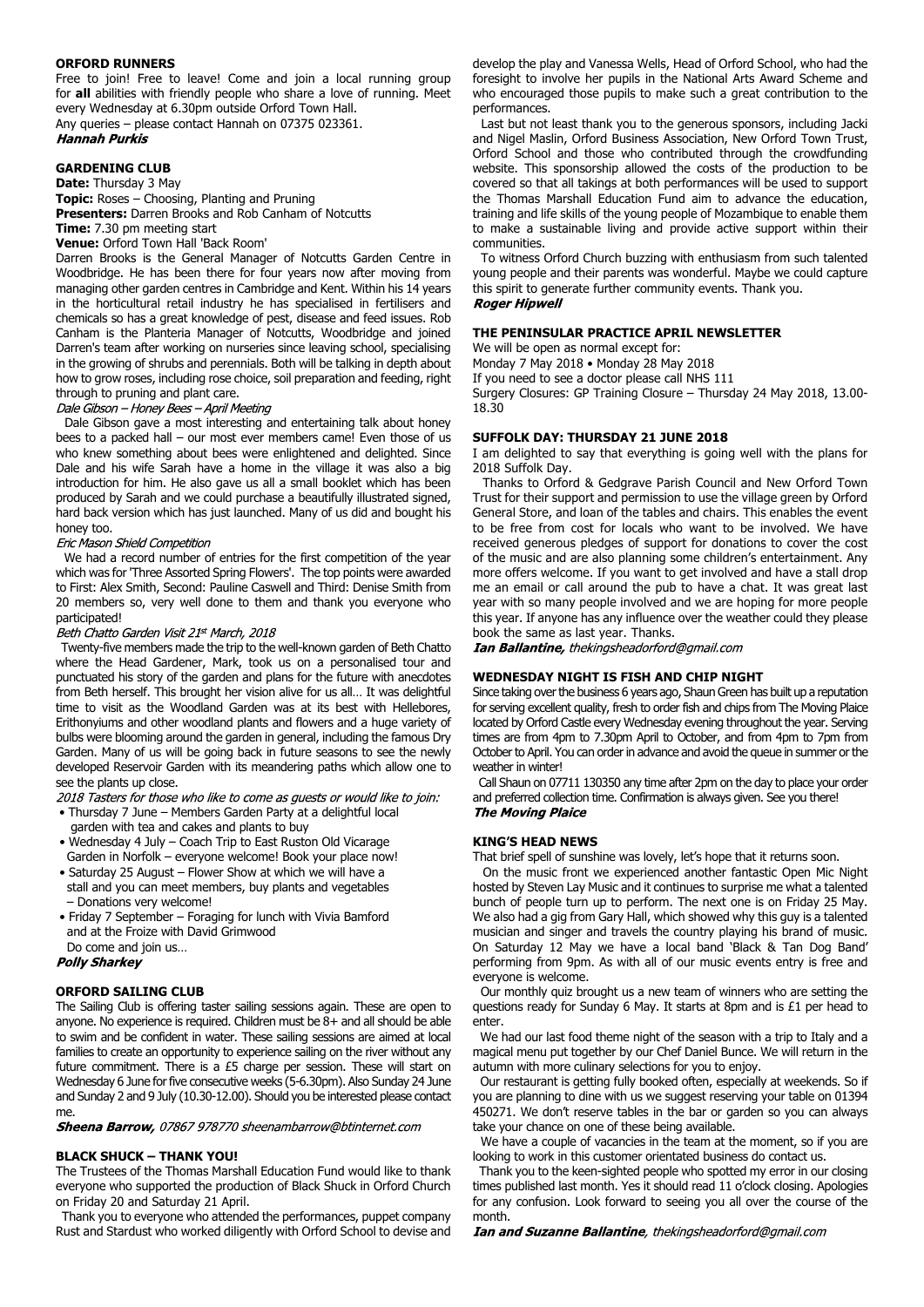## ORFORD RUNNERS

Free to join! Free to leave! Come and join a local running group for **all** abilities with friendly people who share a love of running. Meet every Wednesday at 6.30pm outside Orford Town Hall.

Any queries – please contact Hannah on 07375 023361.

***Hannah Purkis***

## GARDENING CLUB

**Date:** Thursday 3 May
**Topic:** Roses – Choosing, Planting and Pruning
**Presenters:** Darren Brooks and Rob Canham of Notcutts
**Time:** 7.30 pm meeting start
**Venue:** Orford Town Hall 'Back Room'

Darren Brooks is the General Manager of Notcutts Garden Centre in Woodbridge. He has been there for four years now after moving from managing other garden centres in Cambridge and Kent. Within his 14 years in the horticultural retail industry he has specialised in fertilisers and chemicals so has a great knowledge of pest, disease and feed issues. Rob Canham is the Planteria Manager of Notcutts, Woodbridge and joined Darren's team after working on nurseries since leaving school, specialising in the growing of shrubs and perennials. Both will be talking in depth about how to grow roses, including rose choice, soil preparation and feeding, right through to pruning and plant care.

*Dale Gibson – Honey Bees – April Meeting*

Dale Gibson gave a most interesting and entertaining talk about honey bees to a packed hall – our most ever members came! Even those of us who knew something about bees were enlightened and delighted. Since Dale and his wife Sarah have a home in the village it was also a big introduction for him. He also gave us all a small booklet which has been produced by Sarah and we could purchase a beautifully illustrated signed, hard back version which has just launched. Many of us did and bought his honey too.

*Eric Mason Shield Competition*

We had a record number of entries for the first competition of the year which was for 'Three Assorted Spring Flowers'. The top points were awarded to First: Alex Smith, Second: Pauline Caswell and Third: Denise Smith from 20 members so, very well done to them and thank you everyone who participated!

*Beth Chatto Garden Visit 21st March, 2018*

Twenty-five members made the trip to the well-known garden of Beth Chatto where the Head Gardener, Mark, took us on a personalised tour and punctuated his story of the garden and plans for the future with anecdotes from Beth herself. This brought her vision alive for us all… It was delightful time to visit as the Woodland Garden was at its best with Hellebores, Erithonyiums and other woodland plants and flowers and a huge variety of bulbs were blooming around the garden in general, including the famous Dry Garden. Many of us will be going back in future seasons to see the newly developed Reservoir Garden with its meandering paths which allow one to see the plants up close.

*2018 Tasters for those who like to come as guests or would like to join:*

- Thursday 7 June – Members Garden Party at a delightful local garden with tea and cakes and plants to buy
- Wednesday 4 July – Coach Trip to East Ruston Old Vicarage Garden in Norfolk – everyone welcome! Book your place now!
- Saturday 25 August – Flower Show at which we will have a stall and you can meet members, buy plants and vegetables – Donations very welcome!
- Friday 7 September – Foraging for lunch with Vivia Bamford and at the Froize with David Grimwood

Do come and join us…

***Polly Sharkey***

## ORFORD SAILING CLUB

The Sailing Club is offering taster sailing sessions again. These are open to anyone. No experience is required. Children must be 8+ and all should be able to swim and be confident in water. These sailing sessions are aimed at local families to create an opportunity to experience sailing on the river without any future commitment. There is a £5 charge per session. These will start on Wednesday 6 June for five consecutive weeks (5-6.30pm). Also Sunday 24 June and Sunday 2 and 9 July (10.30-12.00). Should you be interested please contact me.

***Sheena Barrow,*** *07867 978770 sheenambarrow@btinternet.com*

## BLACK SHUCK – THANK YOU!

The Trustees of the Thomas Marshall Education Fund would like to thank everyone who supported the production of Black Shuck in Orford Church on Friday 20 and Saturday 21 April.

Thank you to everyone who attended the performances, puppet company Rust and Stardust who worked diligently with Orford School to devise and develop the play and Vanessa Wells, Head of Orford School, who had the foresight to involve her pupils in the National Arts Award Scheme and who encouraged those pupils to make such a great contribution to the performances.

Last but not least thank you to the generous sponsors, including Jacki and Nigel Maslin, Orford Business Association, New Orford Town Trust, Orford School and those who contributed through the crowdfunding website. This sponsorship allowed the costs of the production to be covered so that all takings at both performances will be used to support the Thomas Marshall Education Fund aim to advance the education, training and life skills of the young people of Mozambique to enable them to make a sustainable living and provide active support within their communities.

To witness Orford Church buzzing with enthusiasm from such talented young people and their parents was wonderful. Maybe we could capture this spirit to generate further community events. Thank you.

***Roger Hipwell***

## THE PENINSULAR PRACTICE APRIL NEWSLETTER

We will be open as normal except for:

Monday 7 May 2018 • Monday 28 May 2018

If you need to see a doctor please call NHS 111

Surgery Closures: GP Training Closure – Thursday 24 May 2018, 13.00-18.30

## SUFFOLK DAY: THURSDAY 21 JUNE 2018

I am delighted to say that everything is going well with the plans for 2018 Suffolk Day.

Thanks to Orford & Gedgrave Parish Council and New Orford Town Trust for their support and permission to use the village green by Orford General Store, and loan of the tables and chairs. This enables the event to be free from cost for locals who want to be involved. We have received generous pledges of support for donations to cover the cost of the music and are also planning some children's entertainment. Any more offers welcome. If you want to get involved and have a stall drop me an email or call around the pub to have a chat. It was great last year with so many people involved and we are hoping for more people this year. If anyone has any influence over the weather could they please book the same as last year. Thanks.

***Ian Ballantine,*** *thekingsheadorford@gmail.com*

## WEDNESDAY NIGHT IS FISH AND CHIP NIGHT

Since taking over the business 6 years ago, Shaun Green has built up a reputation for serving excellent quality, fresh to order fish and chips from The Moving Plaice located by Orford Castle every Wednesday evening throughout the year. Serving times are from 4pm to 7.30pm April to October, and from 4pm to 7pm from October to April. You can order in advance and avoid the queue in summer or the weather in winter!

Call Shaun on 07711 130350 any time after 2pm on the day to place your order and preferred collection time. Confirmation is always given. See you there!

***The Moving Plaice***

## KING'S HEAD NEWS

That brief spell of sunshine was lovely, let's hope that it returns soon.

On the music front we experienced another fantastic Open Mic Night hosted by Steven Lay Music and it continues to surprise me what a talented bunch of people turn up to perform. The next one is on Friday 25 May. We also had a gig from Gary Hall, which showed why this guy is a talented musician and singer and travels the country playing his brand of music. On Saturday 12 May we have a local band 'Black & Tan Dog Band' performing from 9pm. As with all of our music events entry is free and everyone is welcome.

Our monthly quiz brought us a new team of winners who are setting the questions ready for Sunday 6 May. It starts at 8pm and is £1 per head to enter.

We had our last food theme night of the season with a trip to Italy and a magical menu put together by our Chef Daniel Bunce. We will return in the autumn with more culinary selections for you to enjoy.

Our restaurant is getting fully booked often, especially at weekends. So if you are planning to dine with us we suggest reserving your table on 01394 450271. We don't reserve tables in the bar or garden so you can always take your chance on one of these being available.

We have a couple of vacancies in the team at the moment, so if you are looking to work in this customer orientated business do contact us.

Thank you to the keen-sighted people who spotted my error in our closing times published last month. Yes it should read 11 o'clock closing. Apologies for any confusion. Look forward to seeing you all over the course of the month.

***Ian and Suzanne Ballantine****, thekingsheadorford@gmail.com*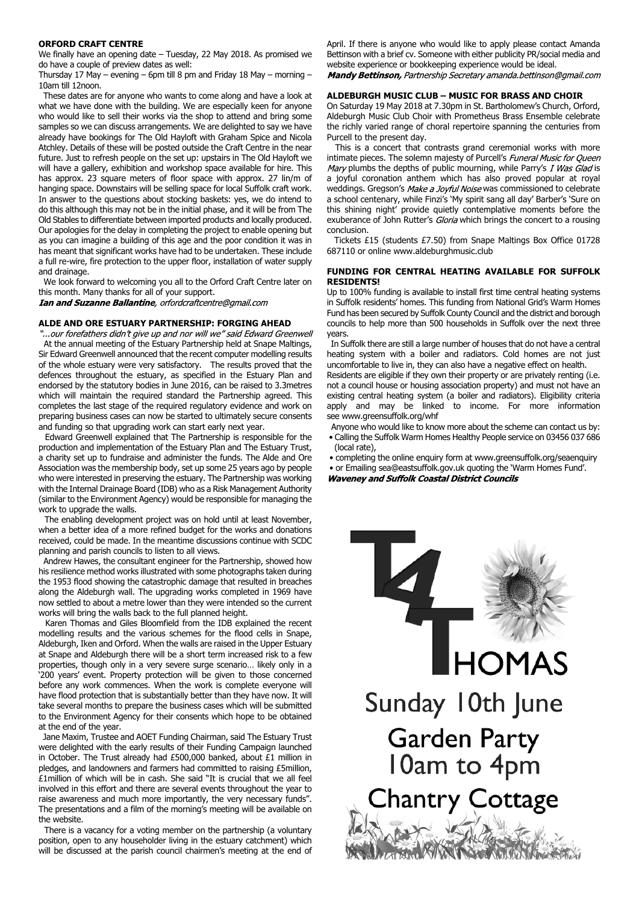**ORFORD CRAFT CENTRE**

We finally have an opening date – Tuesday, 22 May 2018. As promised we do have a couple of preview dates as well:

Thursday 17 May – evening – 6pm till 8 pm and Friday 18 May – morning – 10am till 12noon.

These dates are for anyone who wants to come along and have a look at what we have done with the building. We are especially keen for anyone who would like to sell their works via the shop to attend and bring some samples so we can discuss arrangements. We are delighted to say we have already have bookings for The Old Hayloft with Graham Spice and Nicola Atchley. Details of these will be posted outside the Craft Centre in the near future. Just to refresh people on the set up: upstairs in The Old Hayloft we will have a gallery, exhibition and workshop space available for hire. This has approx. 23 square meters of floor space with approx. 27 lin/m of hanging space. Downstairs will be selling space for local Suffolk craft work. In answer to the questions about stocking baskets: yes, we do intend to do this although this may not be in the initial phase, and it will be from The Old Stables to differentiate between imported products and locally produced. Our apologies for the delay in completing the project to enable opening but as you can imagine a building of this age and the poor condition it was in has meant that significant works have had to be undertaken. These include a full re-wire, fire protection to the upper floor, installation of water supply and drainage.

We look forward to welcoming you all to the Orford Craft Centre later on this month. Many thanks for all of your support.

***Ian and Suzanne Ballantine**, orfordcraftcentre@gmail.com*

**ALDE AND ORE ESTUARY PARTNERSHIP: FORGING AHEAD**

*"...our forefathers didn't give up and nor will we" said Edward Greenwell*

At the annual meeting of the Estuary Partnership held at Snape Maltings, Sir Edward Greenwell announced that the recent computer modelling results of the whole estuary were very satisfactory. The results proved that the defences throughout the estuary, as specified in the Estuary Plan and endorsed by the statutory bodies in June 2016, can be raised to 3.3metres which will maintain the required standard the Partnership agreed. This completes the last stage of the required regulatory evidence and work on preparing business cases can now be started to ultimately secure consents and funding so that upgrading work can start early next year.

Edward Greenwell explained that The Partnership is responsible for the production and implementation of the Estuary Plan and The Estuary Trust, a charity set up to fundraise and administer the funds. The Alde and Ore Association was the membership body, set up some 25 years ago by people who were interested in preserving the estuary. The Partnership was working with the Internal Drainage Board (IDB) who as a Risk Management Authority (similar to the Environment Agency) would be responsible for managing the work to upgrade the walls.

The enabling development project was on hold until at least November, when a better idea of a more refined budget for the works and donations received, could be made. In the meantime discussions continue with SCDC planning and parish councils to listen to all views.

Andrew Hawes, the consultant engineer for the Partnership, showed how his resilience method works illustrated with some photographs taken during the 1953 flood showing the catastrophic damage that resulted in breaches along the Aldeburgh wall. The upgrading works completed in 1969 have now settled to about a metre lower than they were intended so the current works will bring the walls back to the full planned height.

Karen Thomas and Giles Bloomfield from the IDB explained the recent modelling results and the various schemes for the flood cells in Snape, Aldeburgh, Iken and Orford. When the walls are raised in the Upper Estuary at Snape and Aldeburgh there will be a short term increased risk to a few properties, though only in a very severe surge scenario… likely only in a '200 years' event. Property protection will be given to those concerned before any work commences. When the work is complete everyone will have flood protection that is substantially better than they have now. It will take several months to prepare the business cases which will be submitted to the Environment Agency for their consents which hope to be obtained at the end of the year.

Jane Maxim, Trustee and AOET Funding Chairman, said The Estuary Trust were delighted with the early results of their Funding Campaign launched in October. The Trust already had £500,000 banked, about £1 million in pledges, and landowners and farmers had committed to raising £5million, £1million of which will be in cash. She said "It is crucial that we all feel involved in this effort and there are several events throughout the year to raise awareness and much more importantly, the very necessary funds". The presentations and a film of the morning's meeting will be available on the website.

There is a vacancy for a voting member on the partnership (a voluntary position, open to any householder living in the estuary catchment) which will be discussed at the parish council chairmen's meeting at the end of April. If there is anyone who would like to apply please contact Amanda Bettinson with a brief cv. Someone with either publicity PR/social media and website experience or bookkeeping experience would be ideal.

***Mandy Bettinson,** Partnership Secretary amanda.bettinson@gmail.com*

**ALDEBURGH MUSIC CLUB – MUSIC FOR BRASS AND CHOIR**

On Saturday 19 May 2018 at 7.30pm in St. Bartholomew's Church, Orford, Aldeburgh Music Club Choir with Prometheus Brass Ensemble celebrate the richly varied range of choral repertoire spanning the centuries from Purcell to the present day.

This is a concert that contrasts grand ceremonial works with more intimate pieces. The solemn majesty of Purcell's *Funeral Music for Queen Mary* plumbs the depths of public mourning, while Parry's *I Was Glad* is a joyful coronation anthem which has also proved popular at royal weddings. Gregson's *Make a Joyful Noise* was commissioned to celebrate a school centenary, while Finzi's 'My spirit sang all day' Barber's 'Sure on this shining night' provide quietly contemplative moments before the exuberance of John Rutter's *Gloria* which brings the concert to a rousing conclusion.

Tickets £15 (students £7.50) from Snape Maltings Box Office 01728 687110 or online www.aldeburghmusic.club

**FUNDING FOR CENTRAL HEATING AVAILABLE FOR SUFFOLK RESIDENTS!**

Up to 100% funding is available to install first time central heating systems in Suffolk residents' homes. This funding from National Grid's Warm Homes Fund has been secured by Suffolk County Council and the district and borough councils to help more than 500 households in Suffolk over the next three years.

In Suffolk there are still a large number of houses that do not have a central heating system with a boiler and radiators. Cold homes are not just uncomfortable to live in, they can also have a negative effect on health.

Residents are eligible if they own their property or are privately renting (i.e. not a council house or housing association property) and must not have an existing central heating system (a boiler and radiators). Eligibility criteria apply and may be linked to income. For more information see www.greensuffolk.org/whf

Anyone who would like to know more about the scheme can contact us by:

- Calling the Suffolk Warm Homes Healthy People service on 03456 037 686 (local rate),
- completing the online enquiry form at www.greensuffolk.org/seaenquiry
- or Emailing sea@eastsuffolk.gov.uk quoting the 'Warm Homes Fund'.

***Waveney and Suffolk Coastal District Councils***

T4THOMAS

Sunday 10th June

Garden Party
10am to 4pm

Chantry Cottage